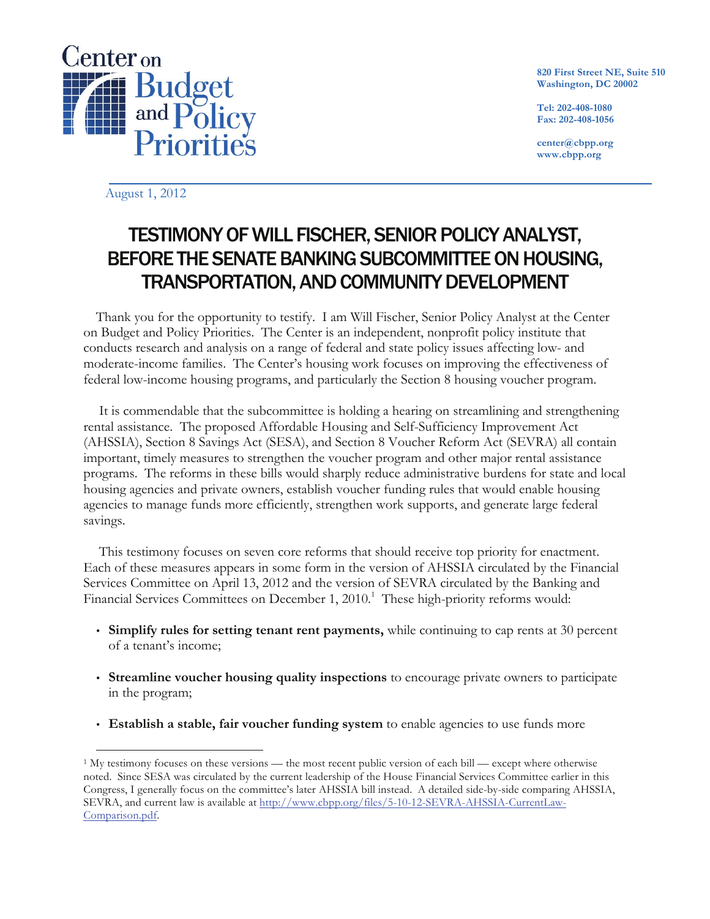Center on Budget and Policy Priorities

820 First Street NE, Suite 510
Washington, DC 20002

Tel: 202-408-1080
Fax: 202-408-1056

center@cbpp.org
www.cbpp.org

August 1, 2012

# TESTIMONY OF WILL FISCHER, SENIOR POLICY ANALYST, BEFORE THE SENATE BANKING SUBCOMMITTEE ON HOUSING, TRANSPORTATION, AND COMMUNITY DEVELOPMENT

Thank you for the opportunity to testify. I am Will Fischer, Senior Policy Analyst at the Center on Budget and Policy Priorities. The Center is an independent, nonprofit policy institute that conducts research and analysis on a range of federal and state policy issues affecting low- and moderate-income families. The Center's housing work focuses on improving the effectiveness of federal low-income housing programs, and particularly the Section 8 housing voucher program.

It is commendable that the subcommittee is holding a hearing on streamlining and strengthening rental assistance. The proposed Affordable Housing and Self-Sufficiency Improvement Act (AHSSIA), Section 8 Savings Act (SESA), and Section 8 Voucher Reform Act (SEVRA) all contain important, timely measures to strengthen the voucher program and other major rental assistance programs. The reforms in these bills would sharply reduce administrative burdens for state and local housing agencies and private owners, establish voucher funding rules that would enable housing agencies to manage funds more efficiently, strengthen work supports, and generate large federal savings.

This testimony focuses on seven core reforms that should receive top priority for enactment. Each of these measures appears in some form in the version of AHSSIA circulated by the Financial Services Committee on April 13, 2012 and the version of SEVRA circulated by the Banking and Financial Services Committees on December 1, 2010.[1] These high-priority reforms would:

- **Simplify rules for setting tenant rent payments,** while continuing to cap rents at 30 percent of a tenant's income;
- **Streamline voucher housing quality inspections** to encourage private owners to participate in the program;
- **Establish a stable, fair voucher funding system** to enable agencies to use funds more

[1] My testimony focuses on these versions — the most recent public version of each bill — except where otherwise noted. Since SESA was circulated by the current leadership of the House Financial Services Committee earlier in this Congress, I generally focus on the committee's later AHSSIA bill instead. A detailed side-by-side comparing AHSSIA, SEVRA, and current law is available at http://www.cbpp.org/files/5-10-12-SEVRA-AHSSIA-CurrentLaw-Comparison.pdf.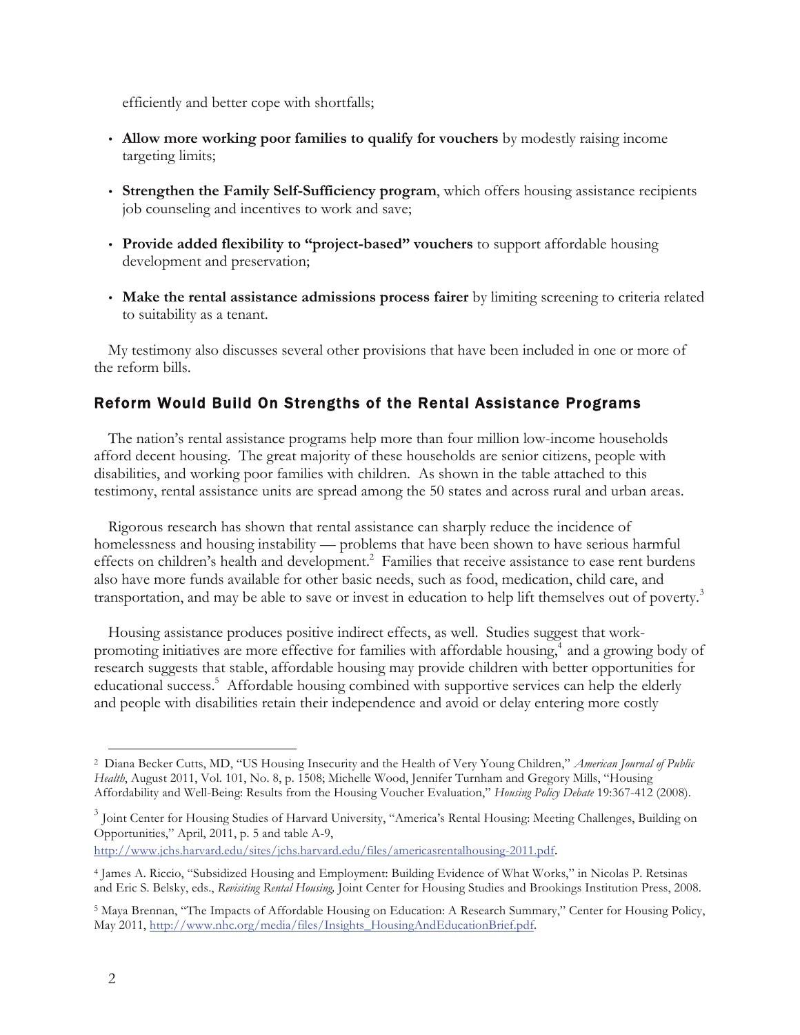efficiently and better cope with shortfalls;

- **Allow more working poor families to qualify for vouchers** by modestly raising income targeting limits;
- **Strengthen the Family Self-Sufficiency program**, which offers housing assistance recipients job counseling and incentives to work and save;
- **Provide added flexibility to "project-based" vouchers** to support affordable housing development and preservation;
- **Make the rental assistance admissions process fairer** by limiting screening to criteria related to suitability as a tenant.

My testimony also discusses several other provisions that have been included in one or more of the reform bills.

## Reform Would Build On Strengths of the Rental Assistance Programs

The nation's rental assistance programs help more than four million low-income households afford decent housing. The great majority of these households are senior citizens, people with disabilities, and working poor families with children. As shown in the table attached to this testimony, rental assistance units are spread among the 50 states and across rural and urban areas.

Rigorous research has shown that rental assistance can sharply reduce the incidence of homelessness and housing instability — problems that have been shown to have serious harmful effects on children's health and development.[2] Families that receive assistance to ease rent burdens also have more funds available for other basic needs, such as food, medication, child care, and transportation, and may be able to save or invest in education to help lift themselves out of poverty.[3]

Housing assistance produces positive indirect effects, as well. Studies suggest that work-promoting initiatives are more effective for families with affordable housing,[4] and a growing body of research suggests that stable, affordable housing may provide children with better opportunities for educational success.[5] Affordable housing combined with supportive services can help the elderly and people with disabilities retain their independence and avoid or delay entering more costly

---

[2] Diana Becker Cutts, MD, "US Housing Insecurity and the Health of Very Young Children," *American Journal of Public Health*, August 2011, Vol. 101, No. 8, p. 1508; Michelle Wood, Jennifer Turnham and Gregory Mills, "Housing Affordability and Well-Being: Results from the Housing Voucher Evaluation," *Housing Policy Debate* 19:367-412 (2008).

[3] Joint Center for Housing Studies of Harvard University, "America's Rental Housing: Meeting Challenges, Building on Opportunities," April, 2011, p. 5 and table A-9, http://www.jchs.harvard.edu/sites/jchs.harvard.edu/files/americasrentalhousing-2011.pdf.

[4] James A. Riccio, "Subsidized Housing and Employment: Building Evidence of What Works," in Nicolas P. Retsinas and Eric S. Belsky, eds., *Revisiting Rental Housing,* Joint Center for Housing Studies and Brookings Institution Press, 2008.

[5] Maya Brennan, "The Impacts of Affordable Housing on Education: A Research Summary," Center for Housing Policy, May 2011, http://www.nhc.org/media/files/Insights_HousingAndEducationBrief.pdf.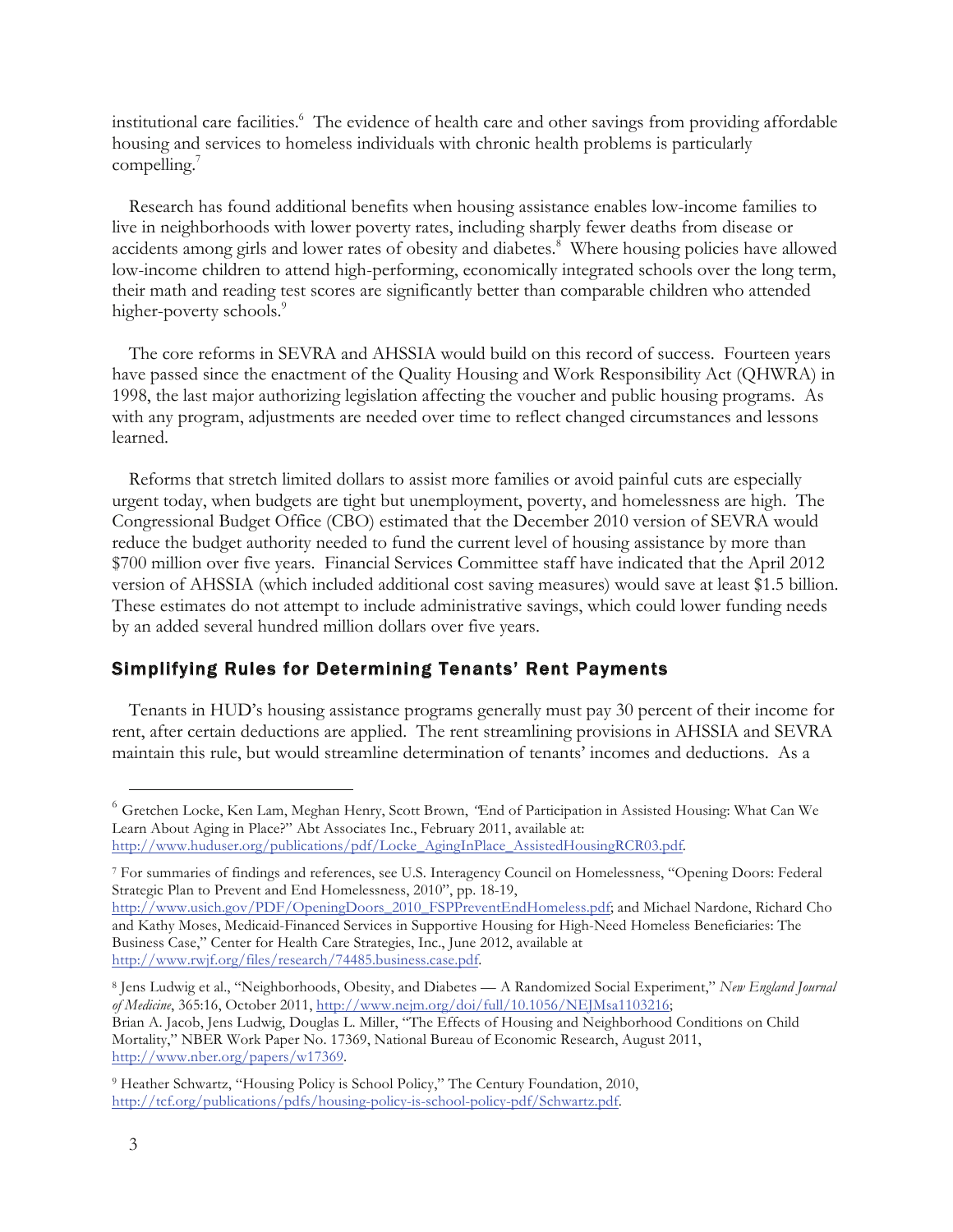institutional care facilities.[6] The evidence of health care and other savings from providing affordable housing and services to homeless individuals with chronic health problems is particularly compelling.[7]

Research has found additional benefits when housing assistance enables low-income families to live in neighborhoods with lower poverty rates, including sharply fewer deaths from disease or accidents among girls and lower rates of obesity and diabetes.[8] Where housing policies have allowed low-income children to attend high-performing, economically integrated schools over the long term, their math and reading test scores are significantly better than comparable children who attended higher-poverty schools.[9]

The core reforms in SEVRA and AHSSIA would build on this record of success. Fourteen years have passed since the enactment of the Quality Housing and Work Responsibility Act (QHWRA) in 1998, the last major authorizing legislation affecting the voucher and public housing programs. As with any program, adjustments are needed over time to reflect changed circumstances and lessons learned.

Reforms that stretch limited dollars to assist more families or avoid painful cuts are especially urgent today, when budgets are tight but unemployment, poverty, and homelessness are high. The Congressional Budget Office (CBO) estimated that the December 2010 version of SEVRA would reduce the budget authority needed to fund the current level of housing assistance by more than $700 million over five years. Financial Services Committee staff have indicated that the April 2012 version of AHSSIA (which included additional cost saving measures) would save at least $1.5 billion. These estimates do not attempt to include administrative savings, which could lower funding needs by an added several hundred million dollars over five years.

## Simplifying Rules for Determining Tenants' Rent Payments

Tenants in HUD's housing assistance programs generally must pay 30 percent of their income for rent, after certain deductions are applied. The rent streamlining provisions in AHSSIA and SEVRA maintain this rule, but would streamline determination of tenants' incomes and deductions. As a

---

[6] Gretchen Locke, Ken Lam, Meghan Henry, Scott Brown, *"*End of Participation in Assisted Housing: What Can We Learn About Aging in Place?" Abt Associates Inc., February 2011, available at: http://www.huduser.org/publications/pdf/Locke_AgingInPlace_AssistedHousingRCR03.pdf.

[7] For summaries of findings and references, see U.S. Interagency Council on Homelessness, "Opening Doors: Federal Strategic Plan to Prevent and End Homelessness, 2010", pp. 18-19, http://www.usich.gov/PDF/OpeningDoors_2010_FSPPreventEndHomeless.pdf; and Michael Nardone, Richard Cho and Kathy Moses, Medicaid-Financed Services in Supportive Housing for High-Need Homeless Beneficiaries: The Business Case," Center for Health Care Strategies, Inc., June 2012, available at http://www.rwjf.org/files/research/74485.business.case.pdf.

[8] Jens Ludwig et al., "Neighborhoods, Obesity, and Diabetes — A Randomized Social Experiment," *New England Journal of Medicine*, 365:16, October 2011, http://www.nejm.org/doi/full/10.1056/NEJMsa1103216;
Brian A. Jacob, Jens Ludwig, Douglas L. Miller, "The Effects of Housing and Neighborhood Conditions on Child Mortality," NBER Work Paper No. 17369, National Bureau of Economic Research, August 2011, http://www.nber.org/papers/w17369.

[9] Heather Schwartz, "Housing Policy is School Policy," The Century Foundation, 2010, http://tcf.org/publications/pdfs/housing-policy-is-school-policy-pdf/Schwartz.pdf.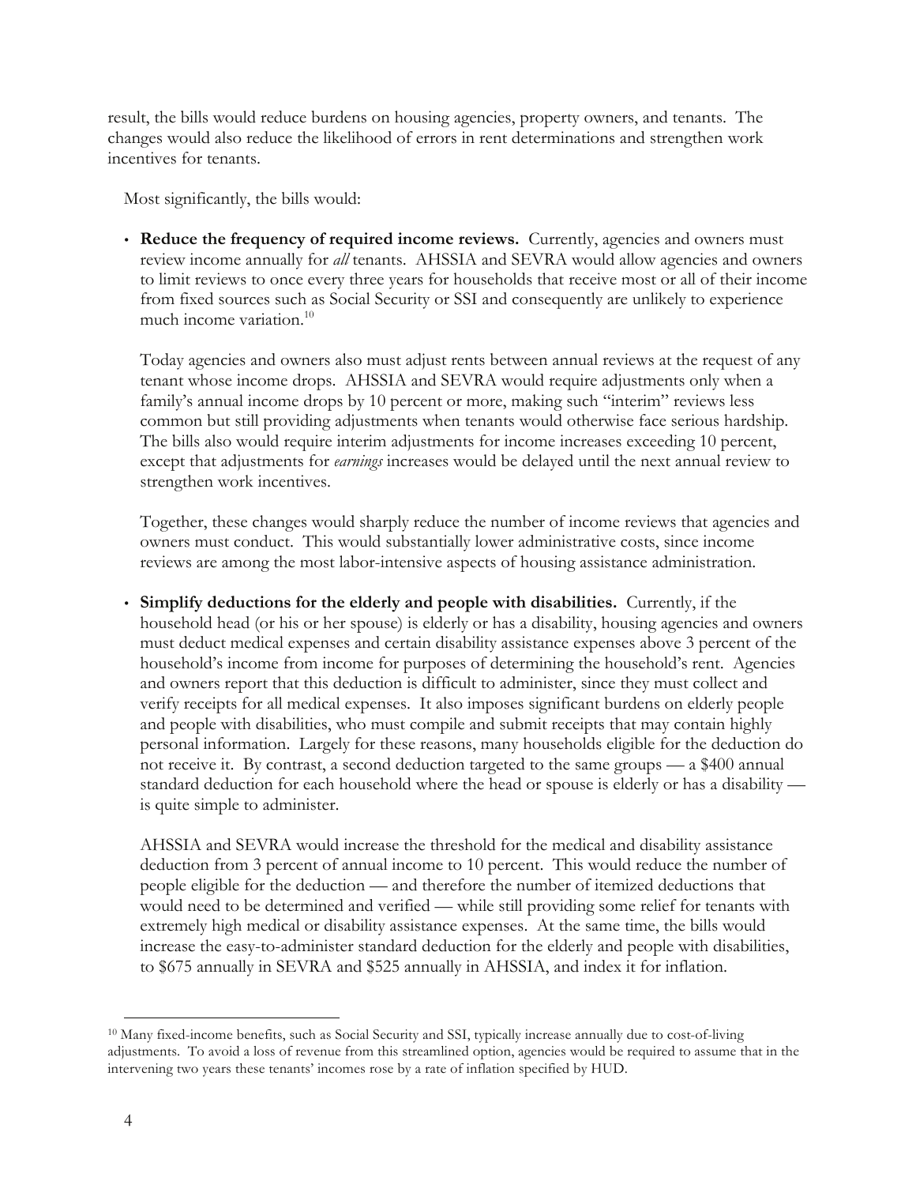result, the bills would reduce burdens on housing agencies, property owners, and tenants. The changes would also reduce the likelihood of errors in rent determinations and strengthen work incentives for tenants.

Most significantly, the bills would:

- **Reduce the frequency of required income reviews.** Currently, agencies and owners must review income annually for *all* tenants. AHSSIA and SEVRA would allow agencies and owners to limit reviews to once every three years for households that receive most or all of their income from fixed sources such as Social Security or SSI and consequently are unlikely to experience much income variation.[10]

  Today agencies and owners also must adjust rents between annual reviews at the request of any tenant whose income drops. AHSSIA and SEVRA would require adjustments only when a family's annual income drops by 10 percent or more, making such "interim" reviews less common but still providing adjustments when tenants would otherwise face serious hardship. The bills also would require interim adjustments for income increases exceeding 10 percent, except that adjustments for *earnings* increases would be delayed until the next annual review to strengthen work incentives.

  Together, these changes would sharply reduce the number of income reviews that agencies and owners must conduct. This would substantially lower administrative costs, since income reviews are among the most labor-intensive aspects of housing assistance administration.

- **Simplify deductions for the elderly and people with disabilities.** Currently, if the household head (or his or her spouse) is elderly or has a disability, housing agencies and owners must deduct medical expenses and certain disability assistance expenses above 3 percent of the household's income from income for purposes of determining the household's rent. Agencies and owners report that this deduction is difficult to administer, since they must collect and verify receipts for all medical expenses. It also imposes significant burdens on elderly people and people with disabilities, who must compile and submit receipts that may contain highly personal information. Largely for these reasons, many households eligible for the deduction do not receive it. By contrast, a second deduction targeted to the same groups — a $400 annual standard deduction for each household where the head or spouse is elderly or has a disability — is quite simple to administer.

  AHSSIA and SEVRA would increase the threshold for the medical and disability assistance deduction from 3 percent of annual income to 10 percent. This would reduce the number of people eligible for the deduction — and therefore the number of itemized deductions that would need to be determined and verified — while still providing some relief for tenants with extremely high medical or disability assistance expenses. At the same time, the bills would increase the easy-to-administer standard deduction for the elderly and people with disabilities, to $675 annually in SEVRA and $525 annually in AHSSIA, and index it for inflation.

---

[10] Many fixed-income benefits, such as Social Security and SSI, typically increase annually due to cost-of-living adjustments. To avoid a loss of revenue from this streamlined option, agencies would be required to assume that in the intervening two years these tenants' incomes rose by a rate of inflation specified by HUD.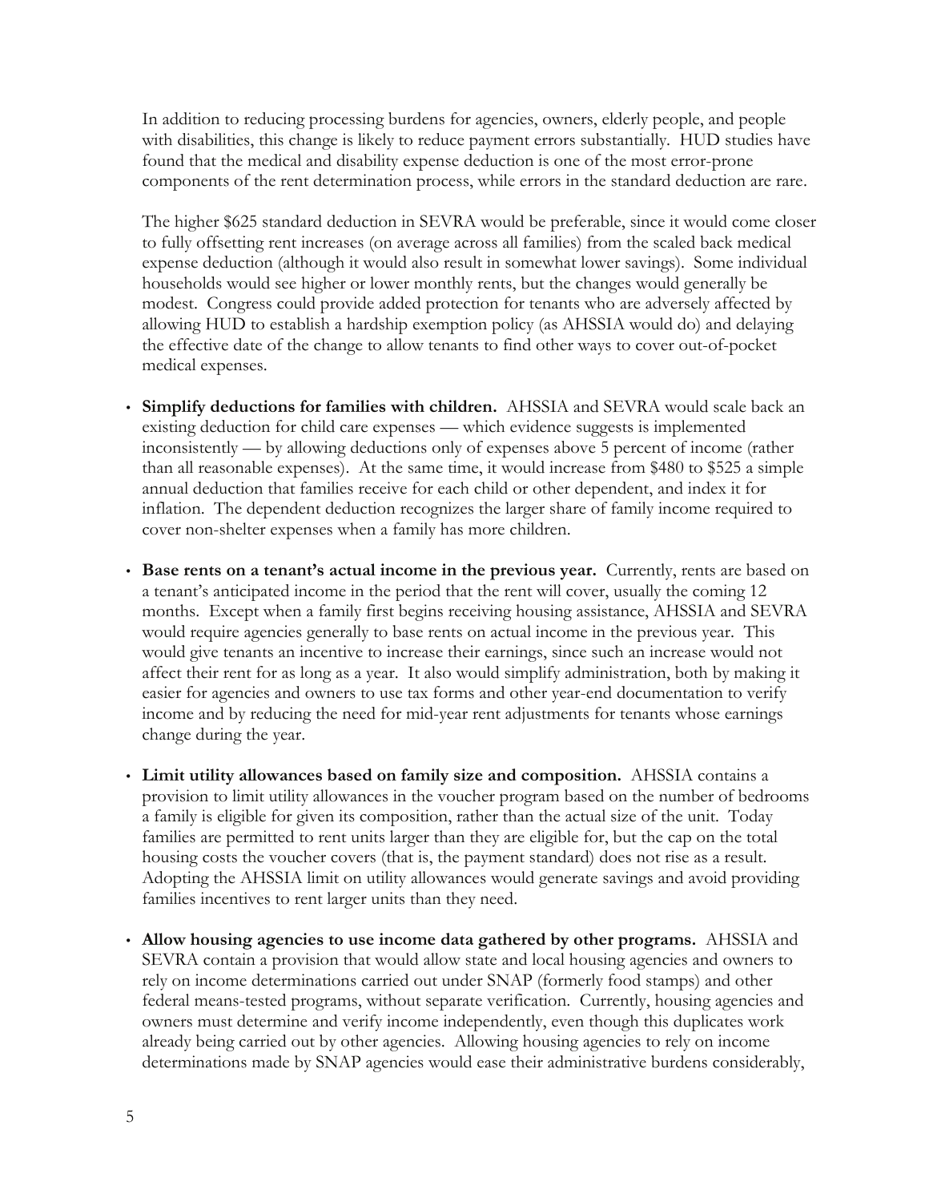In addition to reducing processing burdens for agencies, owners, elderly people, and people with disabilities, this change is likely to reduce payment errors substantially. HUD studies have found that the medical and disability expense deduction is one of the most error-prone components of the rent determination process, while errors in the standard deduction are rare.

The higher $625 standard deduction in SEVRA would be preferable, since it would come closer to fully offsetting rent increases (on average across all families) from the scaled back medical expense deduction (although it would also result in somewhat lower savings). Some individual households would see higher or lower monthly rents, but the changes would generally be modest. Congress could provide added protection for tenants who are adversely affected by allowing HUD to establish a hardship exemption policy (as AHSSIA would do) and delaying the effective date of the change to allow tenants to find other ways to cover out-of-pocket medical expenses.

- **Simplify deductions for families with children.** AHSSIA and SEVRA would scale back an existing deduction for child care expenses — which evidence suggests is implemented inconsistently — by allowing deductions only of expenses above 5 percent of income (rather than all reasonable expenses). At the same time, it would increase from $480 to $525 a simple annual deduction that families receive for each child or other dependent, and index it for inflation. The dependent deduction recognizes the larger share of family income required to cover non-shelter expenses when a family has more children.

- **Base rents on a tenant's actual income in the previous year.** Currently, rents are based on a tenant's anticipated income in the period that the rent will cover, usually the coming 12 months. Except when a family first begins receiving housing assistance, AHSSIA and SEVRA would require agencies generally to base rents on actual income in the previous year. This would give tenants an incentive to increase their earnings, since such an increase would not affect their rent for as long as a year. It also would simplify administration, both by making it easier for agencies and owners to use tax forms and other year-end documentation to verify income and by reducing the need for mid-year rent adjustments for tenants whose earnings change during the year.

- **Limit utility allowances based on family size and composition.** AHSSIA contains a provision to limit utility allowances in the voucher program based on the number of bedrooms a family is eligible for given its composition, rather than the actual size of the unit. Today families are permitted to rent units larger than they are eligible for, but the cap on the total housing costs the voucher covers (that is, the payment standard) does not rise as a result. Adopting the AHSSIA limit on utility allowances would generate savings and avoid providing families incentives to rent larger units than they need.

- **Allow housing agencies to use income data gathered by other programs.** AHSSIA and SEVRA contain a provision that would allow state and local housing agencies and owners to rely on income determinations carried out under SNAP (formerly food stamps) and other federal means-tested programs, without separate verification. Currently, housing agencies and owners must determine and verify income independently, even though this duplicates work already being carried out by other agencies. Allowing housing agencies to rely on income determinations made by SNAP agencies would ease their administrative burdens considerably,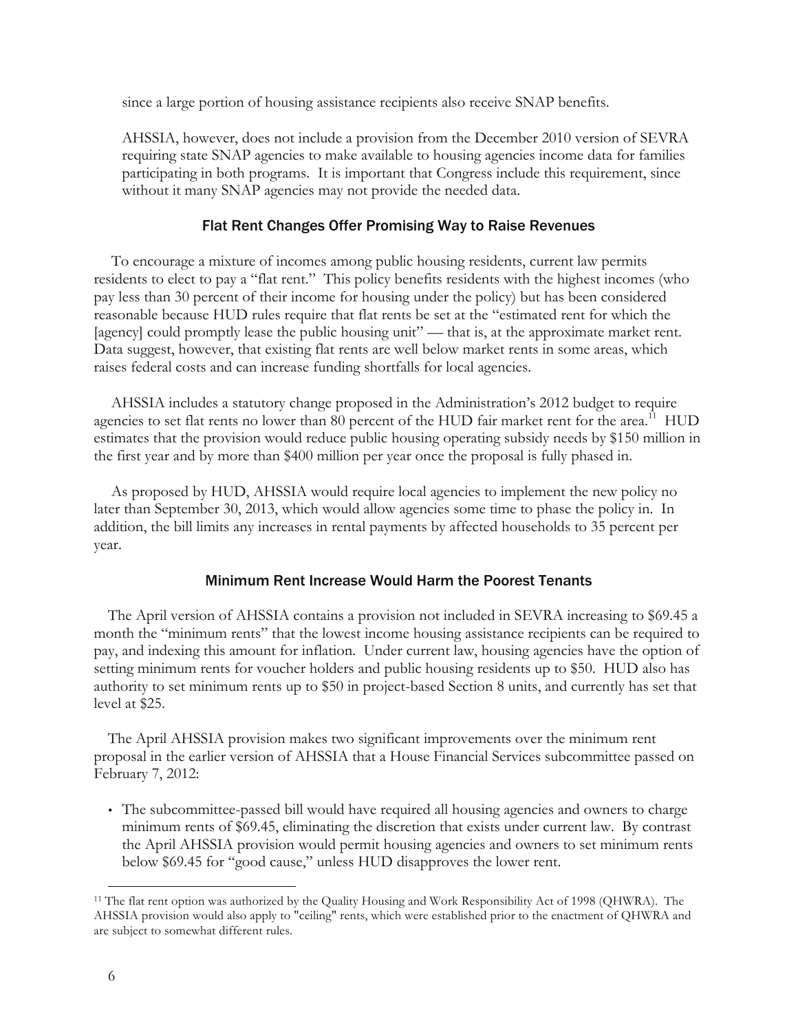since a large portion of housing assistance recipients also receive SNAP benefits.

AHSSIA, however, does not include a provision from the December 2010 version of SEVRA requiring state SNAP agencies to make available to housing agencies income data for families participating in both programs. It is important that Congress include this requirement, since without it many SNAP agencies may not provide the needed data.

### Flat Rent Changes Offer Promising Way to Raise Revenues

To encourage a mixture of incomes among public housing residents, current law permits residents to elect to pay a "flat rent." This policy benefits residents with the highest incomes (who pay less than 30 percent of their income for housing under the policy) but has been considered reasonable because HUD rules require that flat rents be set at the "estimated rent for which the [agency] could promptly lease the public housing unit" — that is, at the approximate market rent. Data suggest, however, that existing flat rents are well below market rents in some areas, which raises federal costs and can increase funding shortfalls for local agencies.

AHSSIA includes a statutory change proposed in the Administration's 2012 budget to require agencies to set flat rents no lower than 80 percent of the HUD fair market rent for the area.[11] HUD estimates that the provision would reduce public housing operating subsidy needs by $150 million in the first year and by more than $400 million per year once the proposal is fully phased in.

As proposed by HUD, AHSSIA would require local agencies to implement the new policy no later than September 30, 2013, which would allow agencies some time to phase the policy in. In addition, the bill limits any increases in rental payments by affected households to 35 percent per year.

### Minimum Rent Increase Would Harm the Poorest Tenants

The April version of AHSSIA contains a provision not included in SEVRA increasing to $69.45 a month the "minimum rents" that the lowest income housing assistance recipients can be required to pay, and indexing this amount for inflation. Under current law, housing agencies have the option of setting minimum rents for voucher holders and public housing residents up to $50. HUD also has authority to set minimum rents up to $50 in project-based Section 8 units, and currently has set that level at $25.

The April AHSSIA provision makes two significant improvements over the minimum rent proposal in the earlier version of AHSSIA that a House Financial Services subcommittee passed on February 7, 2012:

- The subcommittee-passed bill would have required all housing agencies and owners to charge minimum rents of $69.45, eliminating the discretion that exists under current law. By contrast the April AHSSIA provision would permit housing agencies and owners to set minimum rents below $69.45 for "good cause," unless HUD disapproves the lower rent.

---

[11] The flat rent option was authorized by the Quality Housing and Work Responsibility Act of 1998 (QHWRA). The AHSSIA provision would also apply to "ceiling" rents, which were established prior to the enactment of QHWRA and are subject to somewhat different rules.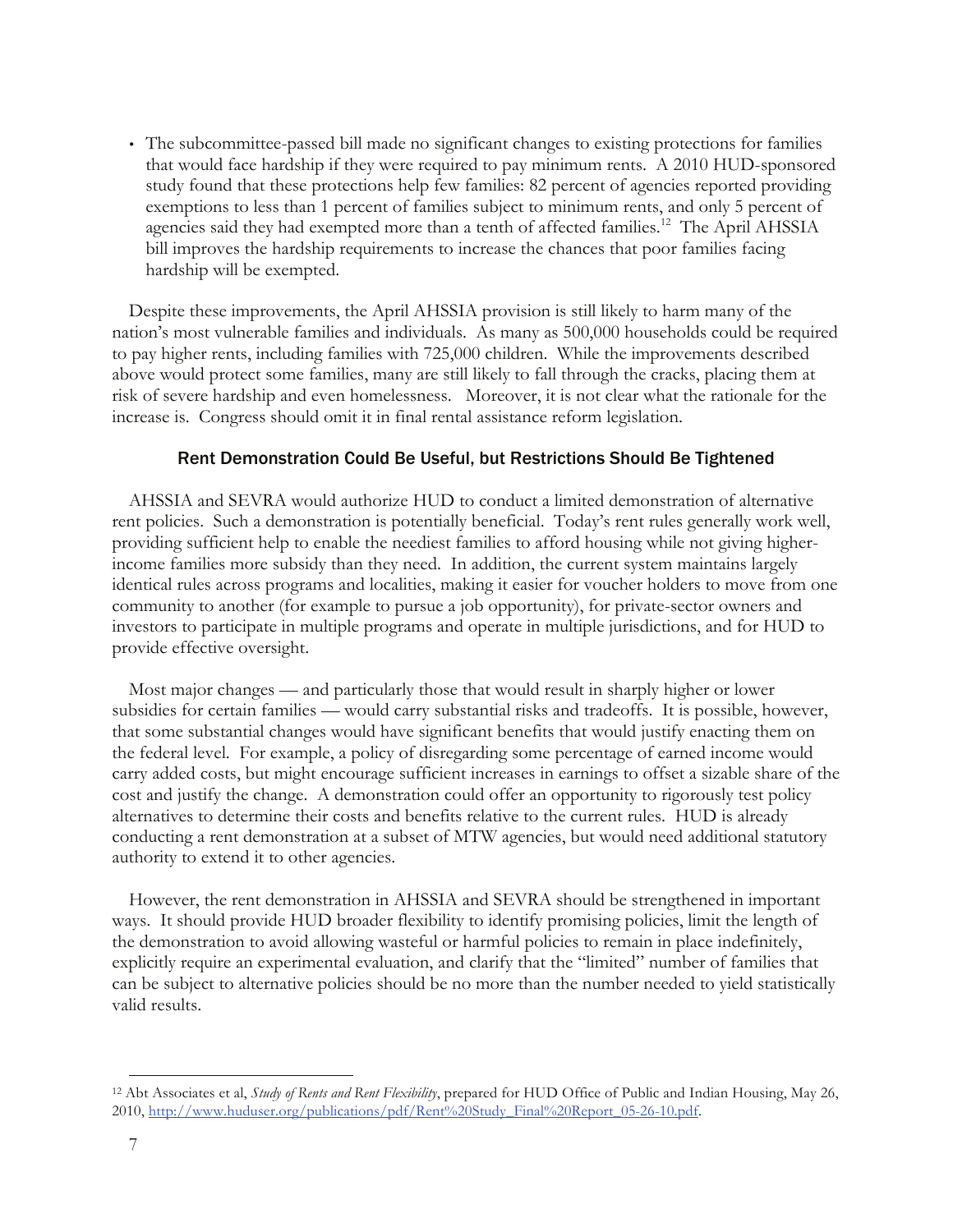- The subcommittee-passed bill made no significant changes to existing protections for families that would face hardship if they were required to pay minimum rents. A 2010 HUD-sponsored study found that these protections help few families: 82 percent of agencies reported providing exemptions to less than 1 percent of families subject to minimum rents, and only 5 percent of agencies said they had exempted more than a tenth of affected families.[12] The April AHSSIA bill improves the hardship requirements to increase the chances that poor families facing hardship will be exempted.

Despite these improvements, the April AHSSIA provision is still likely to harm many of the nation's most vulnerable families and individuals. As many as 500,000 households could be required to pay higher rents, including families with 725,000 children. While the improvements described above would protect some families, many are still likely to fall through the cracks, placing them at risk of severe hardship and even homelessness. Moreover, it is not clear what the rationale for the increase is. Congress should omit it in final rental assistance reform legislation.

## Rent Demonstration Could Be Useful, but Restrictions Should Be Tightened

AHSSIA and SEVRA would authorize HUD to conduct a limited demonstration of alternative rent policies. Such a demonstration is potentially beneficial. Today's rent rules generally work well, providing sufficient help to enable the neediest families to afford housing while not giving higher-income families more subsidy than they need. In addition, the current system maintains largely identical rules across programs and localities, making it easier for voucher holders to move from one community to another (for example to pursue a job opportunity), for private-sector owners and investors to participate in multiple programs and operate in multiple jurisdictions, and for HUD to provide effective oversight.

Most major changes — and particularly those that would result in sharply higher or lower subsidies for certain families — would carry substantial risks and tradeoffs. It is possible, however, that some substantial changes would have significant benefits that would justify enacting them on the federal level. For example, a policy of disregarding some percentage of earned income would carry added costs, but might encourage sufficient increases in earnings to offset a sizable share of the cost and justify the change. A demonstration could offer an opportunity to rigorously test policy alternatives to determine their costs and benefits relative to the current rules. HUD is already conducting a rent demonstration at a subset of MTW agencies, but would need additional statutory authority to extend it to other agencies.

However, the rent demonstration in AHSSIA and SEVRA should be strengthened in important ways. It should provide HUD broader flexibility to identify promising policies, limit the length of the demonstration to avoid allowing wasteful or harmful policies to remain in place indefinitely, explicitly require an experimental evaluation, and clarify that the "limited" number of families that can be subject to alternative policies should be no more than the number needed to yield statistically valid results.

---

[12] Abt Associates et al, *Study of Rents and Rent Flexibility*, prepared for HUD Office of Public and Indian Housing, May 26, 2010, http://www.huduser.org/publications/pdf/Rent%20Study_Final%20Report_05-26-10.pdf.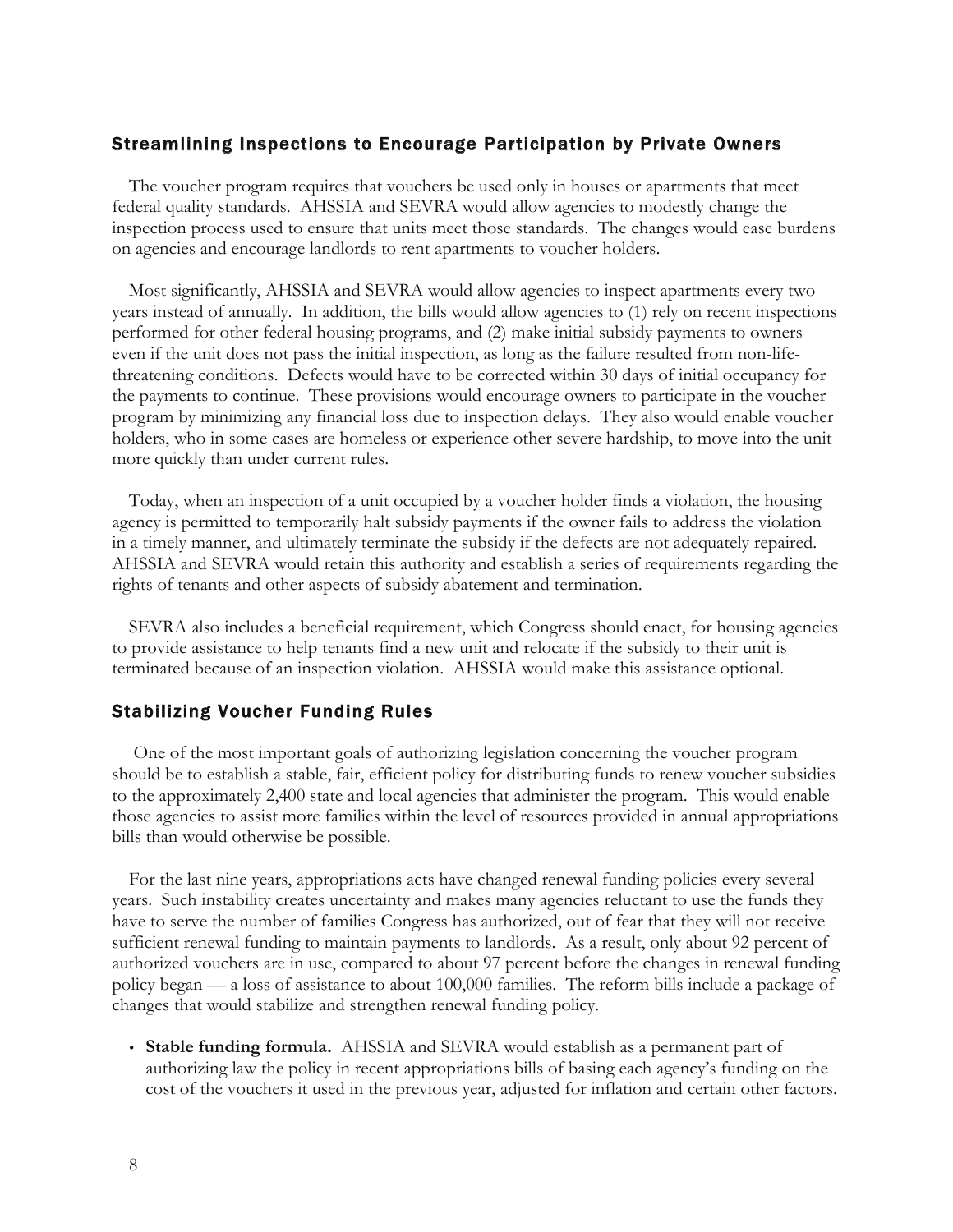## Streamlining Inspections to Encourage Participation by Private Owners

The voucher program requires that vouchers be used only in houses or apartments that meet federal quality standards. AHSSIA and SEVRA would allow agencies to modestly change the inspection process used to ensure that units meet those standards. The changes would ease burdens on agencies and encourage landlords to rent apartments to voucher holders.

Most significantly, AHSSIA and SEVRA would allow agencies to inspect apartments every two years instead of annually. In addition, the bills would allow agencies to (1) rely on recent inspections performed for other federal housing programs, and (2) make initial subsidy payments to owners even if the unit does not pass the initial inspection, as long as the failure resulted from non-life-threatening conditions. Defects would have to be corrected within 30 days of initial occupancy for the payments to continue. These provisions would encourage owners to participate in the voucher program by minimizing any financial loss due to inspection delays. They also would enable voucher holders, who in some cases are homeless or experience other severe hardship, to move into the unit more quickly than under current rules.

Today, when an inspection of a unit occupied by a voucher holder finds a violation, the housing agency is permitted to temporarily halt subsidy payments if the owner fails to address the violation in a timely manner, and ultimately terminate the subsidy if the defects are not adequately repaired. AHSSIA and SEVRA would retain this authority and establish a series of requirements regarding the rights of tenants and other aspects of subsidy abatement and termination.

SEVRA also includes a beneficial requirement, which Congress should enact, for housing agencies to provide assistance to help tenants find a new unit and relocate if the subsidy to their unit is terminated because of an inspection violation. AHSSIA would make this assistance optional.

## Stabilizing Voucher Funding Rules

One of the most important goals of authorizing legislation concerning the voucher program should be to establish a stable, fair, efficient policy for distributing funds to renew voucher subsidies to the approximately 2,400 state and local agencies that administer the program. This would enable those agencies to assist more families within the level of resources provided in annual appropriations bills than would otherwise be possible.

For the last nine years, appropriations acts have changed renewal funding policies every several years. Such instability creates uncertainty and makes many agencies reluctant to use the funds they have to serve the number of families Congress has authorized, out of fear that they will not receive sufficient renewal funding to maintain payments to landlords. As a result, only about 92 percent of authorized vouchers are in use, compared to about 97 percent before the changes in renewal funding policy began — a loss of assistance to about 100,000 families. The reform bills include a package of changes that would stabilize and strengthen renewal funding policy.

- **Stable funding formula.** AHSSIA and SEVRA would establish as a permanent part of authorizing law the policy in recent appropriations bills of basing each agency's funding on the cost of the vouchers it used in the previous year, adjusted for inflation and certain other factors.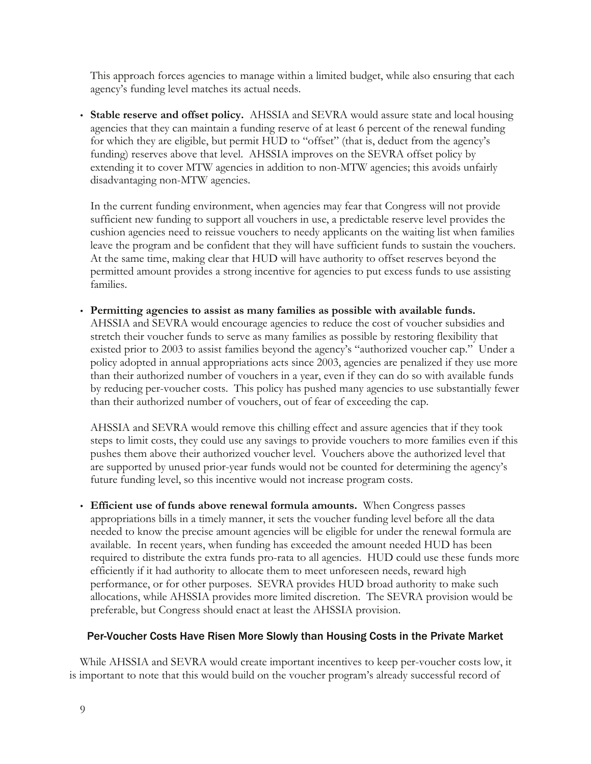This approach forces agencies to manage within a limited budget, while also ensuring that each agency's funding level matches its actual needs.

- **Stable reserve and offset policy.** AHSSIA and SEVRA would assure state and local housing agencies that they can maintain a funding reserve of at least 6 percent of the renewal funding for which they are eligible, but permit HUD to "offset" (that is, deduct from the agency's funding) reserves above that level. AHSSIA improves on the SEVRA offset policy by extending it to cover MTW agencies in addition to non-MTW agencies; this avoids unfairly disadvantaging non-MTW agencies.

  In the current funding environment, when agencies may fear that Congress will not provide sufficient new funding to support all vouchers in use, a predictable reserve level provides the cushion agencies need to reissue vouchers to needy applicants on the waiting list when families leave the program and be confident that they will have sufficient funds to sustain the vouchers. At the same time, making clear that HUD will have authority to offset reserves beyond the permitted amount provides a strong incentive for agencies to put excess funds to use assisting families.

- **Permitting agencies to assist as many families as possible with available funds.** AHSSIA and SEVRA would encourage agencies to reduce the cost of voucher subsidies and stretch their voucher funds to serve as many families as possible by restoring flexibility that existed prior to 2003 to assist families beyond the agency's "authorized voucher cap." Under a policy adopted in annual appropriations acts since 2003, agencies are penalized if they use more than their authorized number of vouchers in a year, even if they can do so with available funds by reducing per-voucher costs. This policy has pushed many agencies to use substantially fewer than their authorized number of vouchers, out of fear of exceeding the cap.

  AHSSIA and SEVRA would remove this chilling effect and assure agencies that if they took steps to limit costs, they could use any savings to provide vouchers to more families even if this pushes them above their authorized voucher level. Vouchers above the authorized level that are supported by unused prior-year funds would not be counted for determining the agency's future funding level, so this incentive would not increase program costs.

- **Efficient use of funds above renewal formula amounts.** When Congress passes appropriations bills in a timely manner, it sets the voucher funding level before all the data needed to know the precise amount agencies will be eligible for under the renewal formula are available. In recent years, when funding has exceeded the amount needed HUD has been required to distribute the extra funds pro-rata to all agencies. HUD could use these funds more efficiently if it had authority to allocate them to meet unforeseen needs, reward high performance, or for other purposes. SEVRA provides HUD broad authority to make such allocations, while AHSSIA provides more limited discretion. The SEVRA provision would be preferable, but Congress should enact at least the AHSSIA provision.

### Per-Voucher Costs Have Risen More Slowly than Housing Costs in the Private Market

While AHSSIA and SEVRA would create important incentives to keep per-voucher costs low, it is important to note that this would build on the voucher program's already successful record of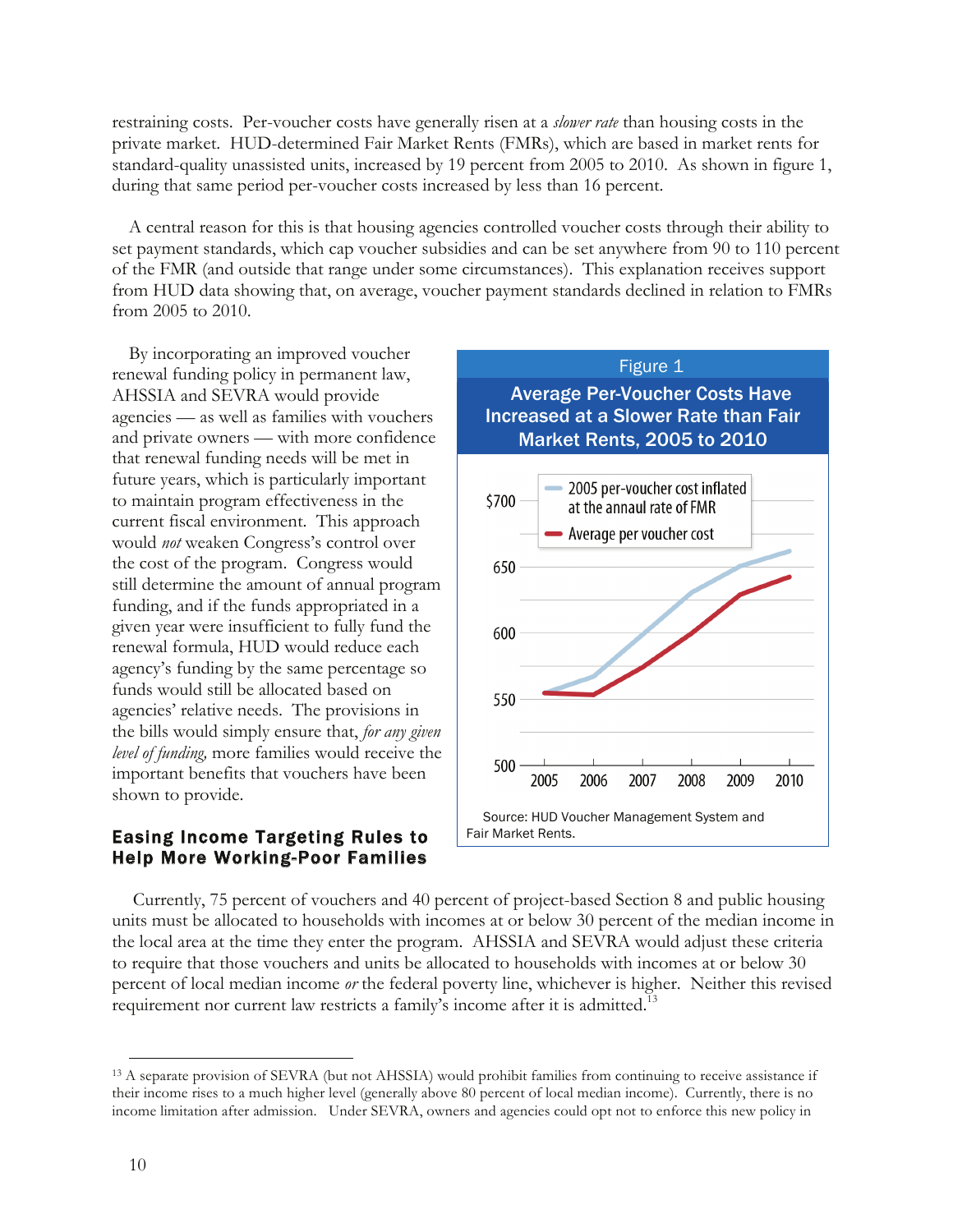restraining costs. Per-voucher costs have generally risen at a *slower rate* than housing costs in the private market. HUD-determined Fair Market Rents (FMRs), which are based in market rents for standard-quality unassisted units, increased by 19 percent from 2005 to 2010. As shown in figure 1, during that same period per-voucher costs increased by less than 16 percent.

A central reason for this is that housing agencies controlled voucher costs through their ability to set payment standards, which cap voucher subsidies and can be set anywhere from 90 to 110 percent of the FMR (and outside that range under some circumstances). This explanation receives support from HUD data showing that, on average, voucher payment standards declined in relation to FMRs from 2005 to 2010.

By incorporating an improved voucher renewal funding policy in permanent law, AHSSIA and SEVRA would provide agencies — as well as families with vouchers and private owners — with more confidence that renewal funding needs will be met in future years, which is particularly important to maintain program effectiveness in the current fiscal environment. This approach would *not* weaken Congress's control over the cost of the program. Congress would still determine the amount of annual program funding, and if the funds appropriated in a given year were insufficient to fully fund the renewal formula, HUD would reduce each agency's funding by the same percentage so funds would still be allocated based on agencies' relative needs. The provisions in the bills would simply ensure that, *for any given level of funding,* more families would receive the important benefits that vouchers have been shown to provide.

Figure 1

**Average Per-Voucher Costs Have Increased at a Slower Rate than Fair Market Rents, 2005 to 2010**

Legend: 2005 per-voucher cost inflated at the annual rate of FMR; Average per voucher cost

Y-axis: 500, 550, 600, 650, $700. X-axis: 2005, 2006, 2007, 2008, 2009, 2010

Source: HUD Voucher Management System and Fair Market Rents.

## Easing Income Targeting Rules to Help More Working-Poor Families

Currently, 75 percent of vouchers and 40 percent of project-based Section 8 and public housing units must be allocated to households with incomes at or below 30 percent of the median income in the local area at the time they enter the program. AHSSIA and SEVRA would adjust these criteria to require that those vouchers and units be allocated to households with incomes at or below 30 percent of local median income *or* the federal poverty line, whichever is higher. Neither this revised requirement nor current law restricts a family's income after it is admitted.[13]

[13] A separate provision of SEVRA (but not AHSSIA) would prohibit families from continuing to receive assistance if their income rises to a much higher level (generally above 80 percent of local median income). Currently, there is no income limitation after admission. Under SEVRA, owners and agencies could opt not to enforce this new policy in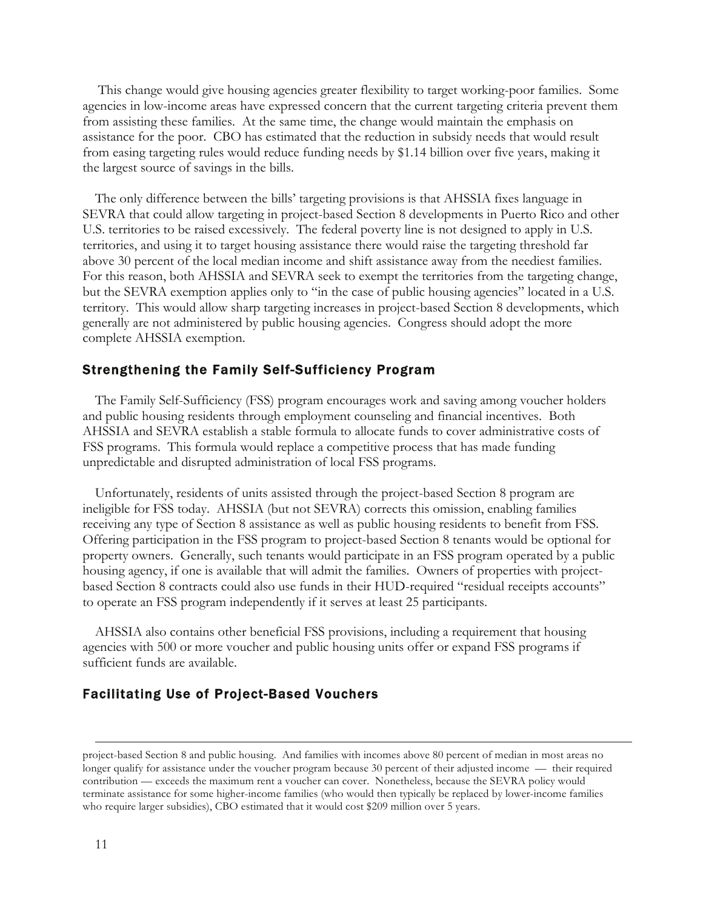This change would give housing agencies greater flexibility to target working-poor families. Some agencies in low-income areas have expressed concern that the current targeting criteria prevent them from assisting these families. At the same time, the change would maintain the emphasis on assistance for the poor. CBO has estimated that the reduction in subsidy needs that would result from easing targeting rules would reduce funding needs by $1.14 billion over five years, making it the largest source of savings in the bills.

The only difference between the bills' targeting provisions is that AHSSIA fixes language in SEVRA that could allow targeting in project-based Section 8 developments in Puerto Rico and other U.S. territories to be raised excessively. The federal poverty line is not designed to apply in U.S. territories, and using it to target housing assistance there would raise the targeting threshold far above 30 percent of the local median income and shift assistance away from the neediest families. For this reason, both AHSSIA and SEVRA seek to exempt the territories from the targeting change, but the SEVRA exemption applies only to "in the case of public housing agencies" located in a U.S. territory. This would allow sharp targeting increases in project-based Section 8 developments, which generally are not administered by public housing agencies. Congress should adopt the more complete AHSSIA exemption.

## Strengthening the Family Self-Sufficiency Program

The Family Self-Sufficiency (FSS) program encourages work and saving among voucher holders and public housing residents through employment counseling and financial incentives. Both AHSSIA and SEVRA establish a stable formula to allocate funds to cover administrative costs of FSS programs. This formula would replace a competitive process that has made funding unpredictable and disrupted administration of local FSS programs.

Unfortunately, residents of units assisted through the project-based Section 8 program are ineligible for FSS today. AHSSIA (but not SEVRA) corrects this omission, enabling families receiving any type of Section 8 assistance as well as public housing residents to benefit from FSS. Offering participation in the FSS program to project-based Section 8 tenants would be optional for property owners. Generally, such tenants would participate in an FSS program operated by a public housing agency, if one is available that will admit the families. Owners of properties with project-based Section 8 contracts could also use funds in their HUD-required "residual receipts accounts" to operate an FSS program independently if it serves at least 25 participants.

AHSSIA also contains other beneficial FSS provisions, including a requirement that housing agencies with 500 or more voucher and public housing units offer or expand FSS programs if sufficient funds are available.

## Facilitating Use of Project-Based Vouchers

---

project-based Section 8 and public housing. And families with incomes above 80 percent of median in most areas no longer qualify for assistance under the voucher program because 30 percent of their adjusted income — their required contribution — exceeds the maximum rent a voucher can cover. Nonetheless, because the SEVRA policy would terminate assistance for some higher-income families (who would then typically be replaced by lower-income families who require larger subsidies), CBO estimated that it would cost $209 million over 5 years.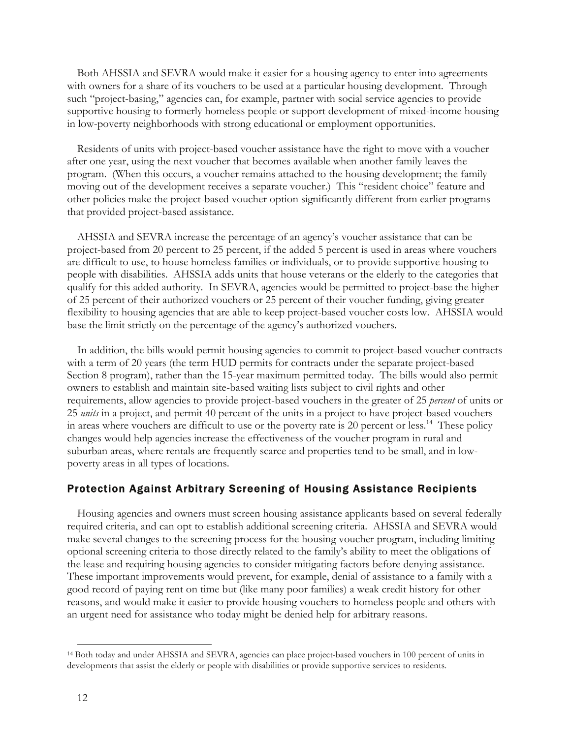Both AHSSIA and SEVRA would make it easier for a housing agency to enter into agreements with owners for a share of its vouchers to be used at a particular housing development. Through such "project-basing," agencies can, for example, partner with social service agencies to provide supportive housing to formerly homeless people or support development of mixed-income housing in low-poverty neighborhoods with strong educational or employment opportunities.

Residents of units with project-based voucher assistance have the right to move with a voucher after one year, using the next voucher that becomes available when another family leaves the program. (When this occurs, a voucher remains attached to the housing development; the family moving out of the development receives a separate voucher.) This "resident choice" feature and other policies make the project-based voucher option significantly different from earlier programs that provided project-based assistance.

AHSSIA and SEVRA increase the percentage of an agency's voucher assistance that can be project-based from 20 percent to 25 percent, if the added 5 percent is used in areas where vouchers are difficult to use, to house homeless families or individuals, or to provide supportive housing to people with disabilities. AHSSIA adds units that house veterans or the elderly to the categories that qualify for this added authority. In SEVRA, agencies would be permitted to project-base the higher of 25 percent of their authorized vouchers or 25 percent of their voucher funding, giving greater flexibility to housing agencies that are able to keep project-based voucher costs low. AHSSIA would base the limit strictly on the percentage of the agency's authorized vouchers.

In addition, the bills would permit housing agencies to commit to project-based voucher contracts with a term of 20 years (the term HUD permits for contracts under the separate project-based Section 8 program), rather than the 15-year maximum permitted today. The bills would also permit owners to establish and maintain site-based waiting lists subject to civil rights and other requirements, allow agencies to provide project-based vouchers in the greater of 25 *percent* of units or 25 *units* in a project, and permit 40 percent of the units in a project to have project-based vouchers in areas where vouchers are difficult to use or the poverty rate is 20 percent or less.[14] These policy changes would help agencies increase the effectiveness of the voucher program in rural and suburban areas, where rentals are frequently scarce and properties tend to be small, and in low-poverty areas in all types of locations.

## Protection Against Arbitrary Screening of Housing Assistance Recipients

Housing agencies and owners must screen housing assistance applicants based on several federally required criteria, and can opt to establish additional screening criteria. AHSSIA and SEVRA would make several changes to the screening process for the housing voucher program, including limiting optional screening criteria to those directly related to the family's ability to meet the obligations of the lease and requiring housing agencies to consider mitigating factors before denying assistance. These important improvements would prevent, for example, denial of assistance to a family with a good record of paying rent on time but (like many poor families) a weak credit history for other reasons, and would make it easier to provide housing vouchers to homeless people and others with an urgent need for assistance who today might be denied help for arbitrary reasons.

---

[14] Both today and under AHSSIA and SEVRA, agencies can place project-based vouchers in 100 percent of units in developments that assist the elderly or people with disabilities or provide supportive services to residents.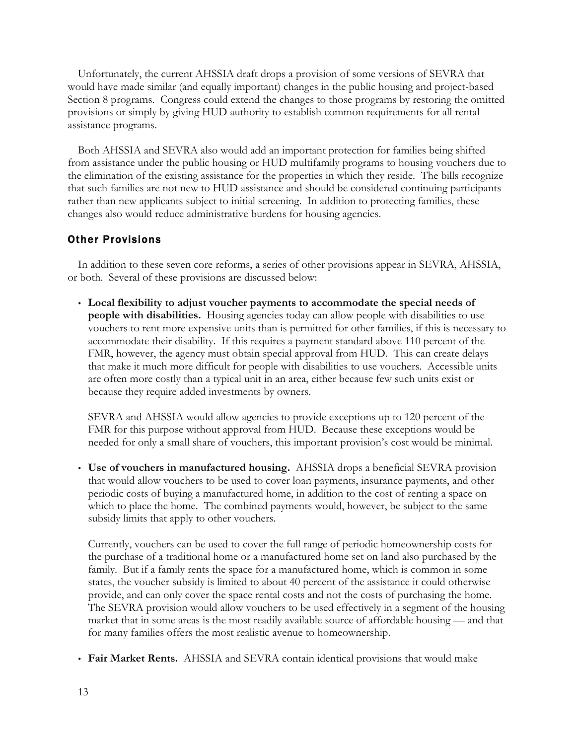Unfortunately, the current AHSSIA draft drops a provision of some versions of SEVRA that would have made similar (and equally important) changes in the public housing and project-based Section 8 programs. Congress could extend the changes to those programs by restoring the omitted provisions or simply by giving HUD authority to establish common requirements for all rental assistance programs.

Both AHSSIA and SEVRA also would add an important protection for families being shifted from assistance under the public housing or HUD multifamily programs to housing vouchers due to the elimination of the existing assistance for the properties in which they reside. The bills recognize that such families are not new to HUD assistance and should be considered continuing participants rather than new applicants subject to initial screening. In addition to protecting families, these changes also would reduce administrative burdens for housing agencies.

### Other Provisions

In addition to these seven core reforms, a series of other provisions appear in SEVRA, AHSSIA, or both. Several of these provisions are discussed below:

- **Local flexibility to adjust voucher payments to accommodate the special needs of people with disabilities.** Housing agencies today can allow people with disabilities to use vouchers to rent more expensive units than is permitted for other families, if this is necessary to accommodate their disability. If this requires a payment standard above 110 percent of the FMR, however, the agency must obtain special approval from HUD. This can create delays that make it much more difficult for people with disabilities to use vouchers. Accessible units are often more costly than a typical unit in an area, either because few such units exist or because they require added investments by owners.

  SEVRA and AHSSIA would allow agencies to provide exceptions up to 120 percent of the FMR for this purpose without approval from HUD. Because these exceptions would be needed for only a small share of vouchers, this important provision's cost would be minimal.

- **Use of vouchers in manufactured housing.** AHSSIA drops a beneficial SEVRA provision that would allow vouchers to be used to cover loan payments, insurance payments, and other periodic costs of buying a manufactured home, in addition to the cost of renting a space on which to place the home. The combined payments would, however, be subject to the same subsidy limits that apply to other vouchers.

  Currently, vouchers can be used to cover the full range of periodic homeownership costs for the purchase of a traditional home or a manufactured home set on land also purchased by the family. But if a family rents the space for a manufactured home, which is common in some states, the voucher subsidy is limited to about 40 percent of the assistance it could otherwise provide, and can only cover the space rental costs and not the costs of purchasing the home. The SEVRA provision would allow vouchers to be used effectively in a segment of the housing market that in some areas is the most readily available source of affordable housing — and that for many families offers the most realistic avenue to homeownership.

- **Fair Market Rents.** AHSSIA and SEVRA contain identical provisions that would make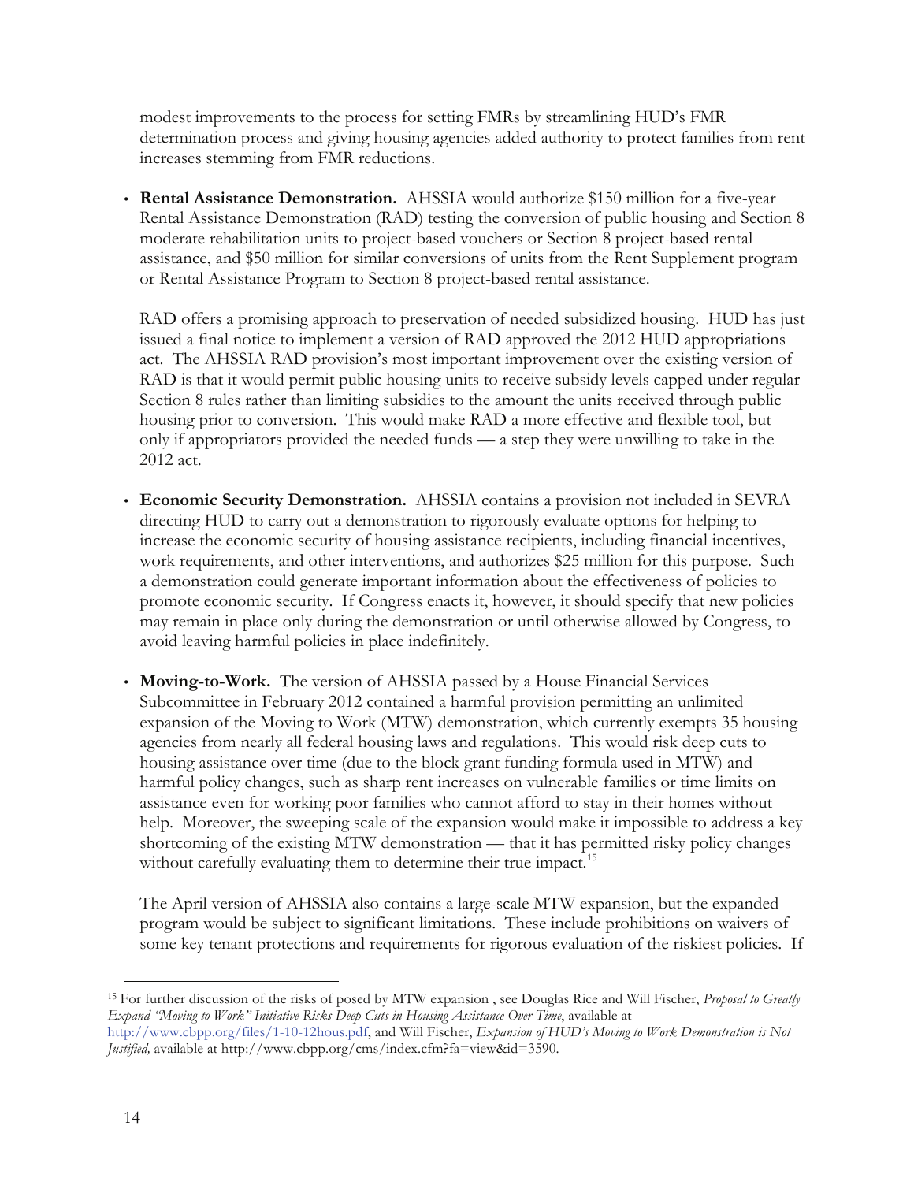modest improvements to the process for setting FMRs by streamlining HUD's FMR determination process and giving housing agencies added authority to protect families from rent increases stemming from FMR reductions.

- **Rental Assistance Demonstration.** AHSSIA would authorize $150 million for a five-year Rental Assistance Demonstration (RAD) testing the conversion of public housing and Section 8 moderate rehabilitation units to project-based vouchers or Section 8 project-based rental assistance, and $50 million for similar conversions of units from the Rent Supplement program or Rental Assistance Program to Section 8 project-based rental assistance.

  RAD offers a promising approach to preservation of needed subsidized housing. HUD has just issued a final notice to implement a version of RAD approved the 2012 HUD appropriations act. The AHSSIA RAD provision's most important improvement over the existing version of RAD is that it would permit public housing units to receive subsidy levels capped under regular Section 8 rules rather than limiting subsidies to the amount the units received through public housing prior to conversion. This would make RAD a more effective and flexible tool, but only if appropriators provided the needed funds — a step they were unwilling to take in the 2012 act.

- **Economic Security Demonstration.** AHSSIA contains a provision not included in SEVRA directing HUD to carry out a demonstration to rigorously evaluate options for helping to increase the economic security of housing assistance recipients, including financial incentives, work requirements, and other interventions, and authorizes $25 million for this purpose. Such a demonstration could generate important information about the effectiveness of policies to promote economic security. If Congress enacts it, however, it should specify that new policies may remain in place only during the demonstration or until otherwise allowed by Congress, to avoid leaving harmful policies in place indefinitely.

- **Moving-to-Work.** The version of AHSSIA passed by a House Financial Services Subcommittee in February 2012 contained a harmful provision permitting an unlimited expansion of the Moving to Work (MTW) demonstration, which currently exempts 35 housing agencies from nearly all federal housing laws and regulations. This would risk deep cuts to housing assistance over time (due to the block grant funding formula used in MTW) and harmful policy changes, such as sharp rent increases on vulnerable families or time limits on assistance even for working poor families who cannot afford to stay in their homes without help. Moreover, the sweeping scale of the expansion would make it impossible to address a key shortcoming of the existing MTW demonstration — that it has permitted risky policy changes without carefully evaluating them to determine their true impact.[15]

  The April version of AHSSIA also contains a large-scale MTW expansion, but the expanded program would be subject to significant limitations. These include prohibitions on waivers of some key tenant protections and requirements for rigorous evaluation of the riskiest policies. If

[15] For further discussion of the risks of posed by MTW expansion , see Douglas Rice and Will Fischer, *Proposal to Greatly Expand "Moving to Work" Initiative Risks Deep Cuts in Housing Assistance Over Time*, available at http://www.cbpp.org/files/1-10-12hous.pdf, and Will Fischer, *Expansion of HUD's Moving to Work Demonstration is Not Justified,* available at http://www.cbpp.org/cms/index.cfm?fa=view&id=3590.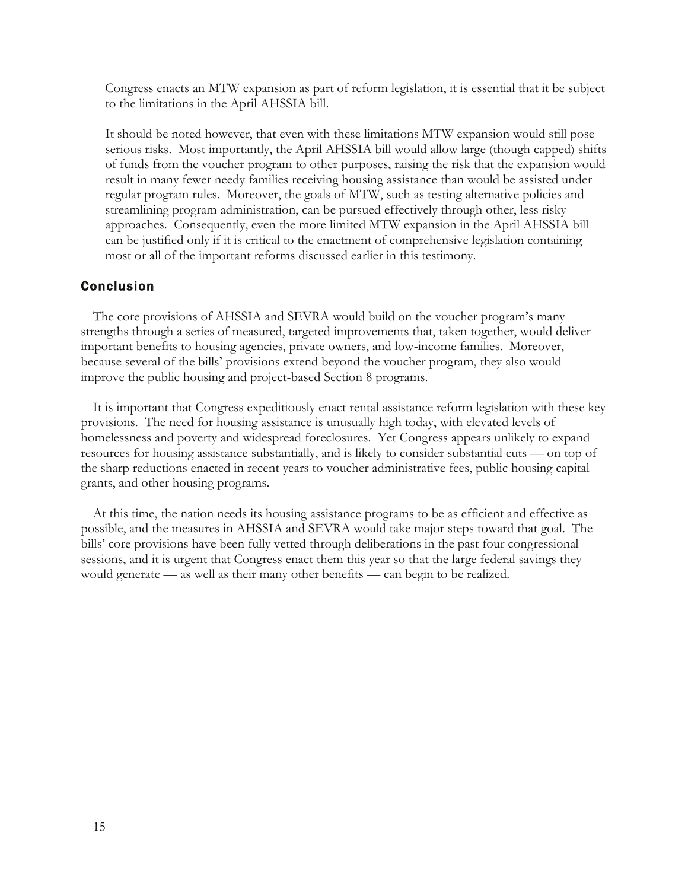Congress enacts an MTW expansion as part of reform legislation, it is essential that it be subject to the limitations in the April AHSSIA bill.

It should be noted however, that even with these limitations MTW expansion would still pose serious risks. Most importantly, the April AHSSIA bill would allow large (though capped) shifts of funds from the voucher program to other purposes, raising the risk that the expansion would result in many fewer needy families receiving housing assistance than would be assisted under regular program rules. Moreover, the goals of MTW, such as testing alternative policies and streamlining program administration, can be pursued effectively through other, less risky approaches. Consequently, even the more limited MTW expansion in the April AHSSIA bill can be justified only if it is critical to the enactment of comprehensive legislation containing most or all of the important reforms discussed earlier in this testimony.

## Conclusion

The core provisions of AHSSIA and SEVRA would build on the voucher program's many strengths through a series of measured, targeted improvements that, taken together, would deliver important benefits to housing agencies, private owners, and low-income families. Moreover, because several of the bills' provisions extend beyond the voucher program, they also would improve the public housing and project-based Section 8 programs.

It is important that Congress expeditiously enact rental assistance reform legislation with these key provisions. The need for housing assistance is unusually high today, with elevated levels of homelessness and poverty and widespread foreclosures. Yet Congress appears unlikely to expand resources for housing assistance substantially, and is likely to consider substantial cuts — on top of the sharp reductions enacted in recent years to voucher administrative fees, public housing capital grants, and other housing programs.

At this time, the nation needs its housing assistance programs to be as efficient and effective as possible, and the measures in AHSSIA and SEVRA would take major steps toward that goal. The bills' core provisions have been fully vetted through deliberations in the past four congressional sessions, and it is urgent that Congress enact them this year so that the large federal savings they would generate — as well as their many other benefits — can begin to be realized.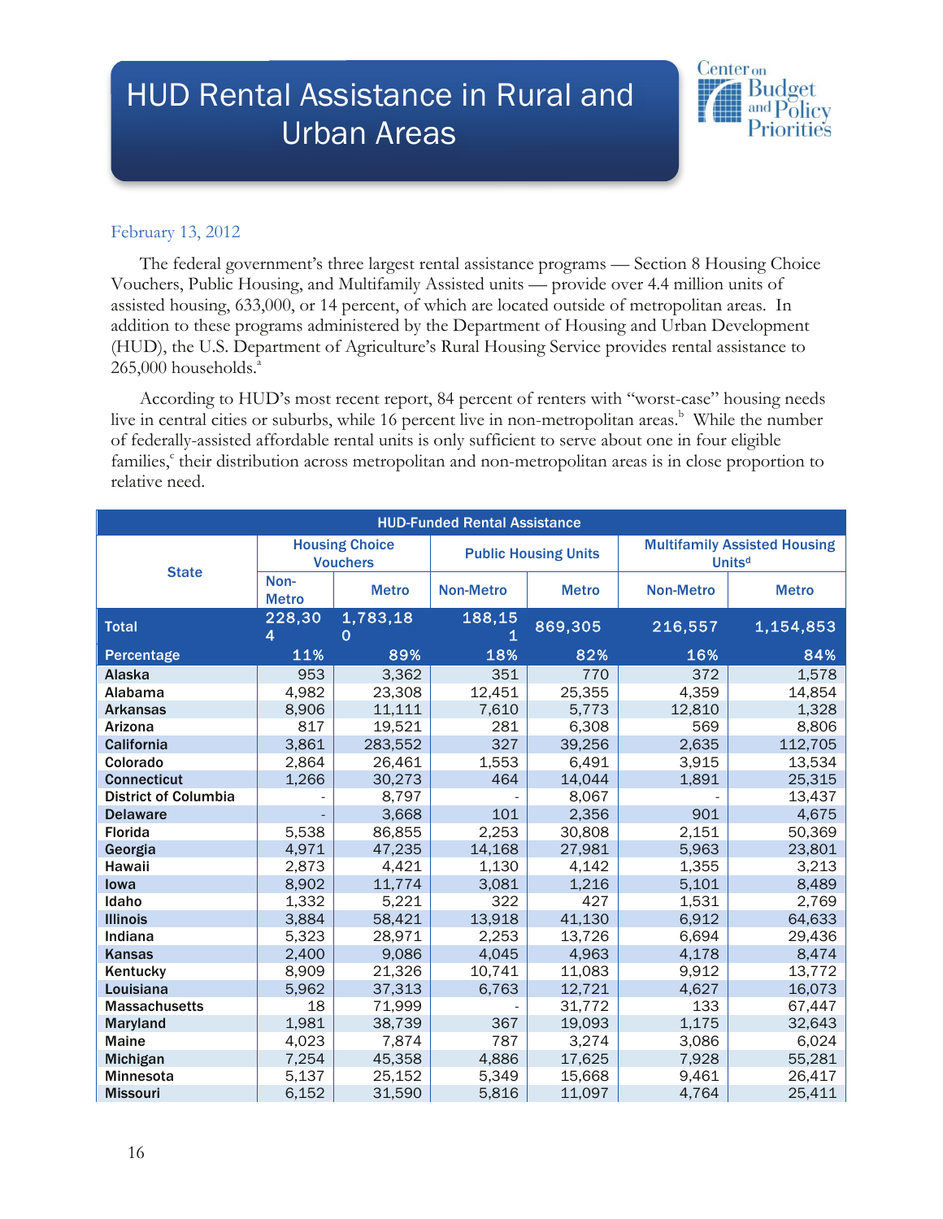# HUD Rental Assistance in Rural and Urban Areas

February 13, 2012

The federal government's three largest rental assistance programs — Section 8 Housing Choice Vouchers, Public Housing, and Multifamily Assisted units — provide over 4.4 million units of assisted housing, 633,000, or 14 percent, of which are located outside of metropolitan areas. In addition to these programs administered by the Department of Housing and Urban Development (HUD), the U.S. Department of Agriculture's Rural Housing Service provides rental assistance to 265,000 households.[a]

According to HUD's most recent report, 84 percent of renters with "worst-case" housing needs live in central cities or suburbs, while 16 percent live in non-metropolitan areas.[b] While the number of federally-assisted affordable rental units is only sufficient to serve about one in four eligible families,[c] their distribution across metropolitan and non-metropolitan areas is in close proportion to relative need.

| HUD-Funded Rental Assistance | | | | | | |
|---|---|---|---|---|---|---|
| State | Housing Choice Vouchers | | Public Housing Units | | Multifamily Assisted Housing Units[d] | |
| | Non-Metro | Metro | Non-Metro | Metro | Non-Metro | Metro |
| **Total** | 228,304 | 1,783,180 | 188,151 | 869,305 | 216,557 | 1,154,853 |
| **Percentage** | 11% | 89% | 18% | 82% | 16% | 84% |
| Alaska | 953 | 3,362 | 351 | 770 | 372 | 1,578 |
| Alabama | 4,982 | 23,308 | 12,451 | 25,355 | 4,359 | 14,854 |
| Arkansas | 8,906 | 11,111 | 7,610 | 5,773 | 12,810 | 1,328 |
| Arizona | 817 | 19,521 | 281 | 6,308 | 569 | 8,806 |
| California | 3,861 | 283,552 | 327 | 39,256 | 2,635 | 112,705 |
| Colorado | 2,864 | 26,461 | 1,553 | 6,491 | 3,915 | 13,534 |
| Connecticut | 1,266 | 30,273 | 464 | 14,044 | 1,891 | 25,315 |
| District of Columbia | - | 8,797 | - | 8,067 | - | 13,437 |
| Delaware | - | 3,668 | 101 | 2,356 | 901 | 4,675 |
| Florida | 5,538 | 86,855 | 2,253 | 30,808 | 2,151 | 50,369 |
| Georgia | 4,971 | 47,235 | 14,168 | 27,981 | 5,963 | 23,801 |
| Hawaii | 2,873 | 4,421 | 1,130 | 4,142 | 1,355 | 3,213 |
| Iowa | 8,902 | 11,774 | 3,081 | 1,216 | 5,101 | 8,489 |
| Idaho | 1,332 | 5,221 | 322 | 427 | 1,531 | 2,769 |
| Illinois | 3,884 | 58,421 | 13,918 | 41,130 | 6,912 | 64,633 |
| Indiana | 5,323 | 28,971 | 2,253 | 13,726 | 6,694 | 29,436 |
| Kansas | 2,400 | 9,086 | 4,045 | 4,963 | 4,178 | 8,474 |
| Kentucky | 8,909 | 21,326 | 10,741 | 11,083 | 9,912 | 13,772 |
| Louisiana | 5,962 | 37,313 | 6,763 | 12,721 | 4,627 | 16,073 |
| Massachusetts | 18 | 71,999 | - | 31,772 | 133 | 67,447 |
| Maryland | 1,981 | 38,739 | 367 | 19,093 | 1,175 | 32,643 |
| Maine | 4,023 | 7,874 | 787 | 3,274 | 3,086 | 6,024 |
| Michigan | 7,254 | 45,358 | 4,886 | 17,625 | 7,928 | 55,281 |
| Minnesota | 5,137 | 25,152 | 5,349 | 15,668 | 9,461 | 26,417 |
| Missouri | 6,152 | 31,590 | 5,816 | 11,097 | 4,764 | 25,411 |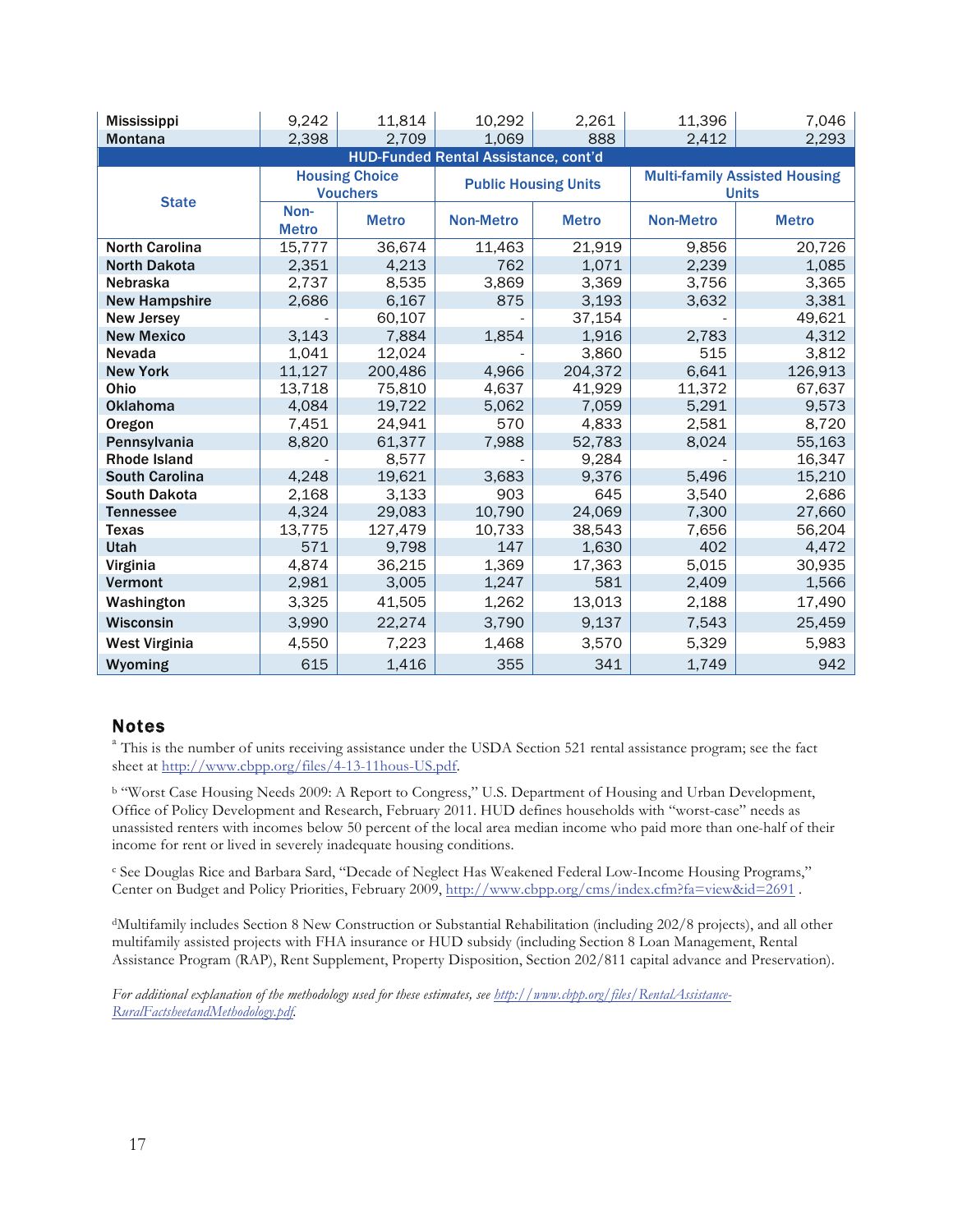| State | Housing Choice Vouchers | | Public Housing Units | | Multi-family Assisted Housing Units | |
|---|---|---|---|---|---|---|
| Mississippi | 9,242 | 11,814 | 10,292 | 2,261 | 11,396 | 7,046 |
| Montana | 2,398 | 2,709 | 1,069 | 888 | 2,412 | 2,293 |
| **HUD-Funded Rental Assistance, cont'd** | | | | | | |
| State | Housing Choice Vouchers | | Public Housing Units | | Multi-family Assisted Housing Units | |
| | Non-Metro | Metro | Non-Metro | Metro | Non-Metro | Metro |
| North Carolina | 15,777 | 36,674 | 11,463 | 21,919 | 9,856 | 20,726 |
| North Dakota | 2,351 | 4,213 | 762 | 1,071 | 2,239 | 1,085 |
| Nebraska | 2,737 | 8,535 | 3,869 | 3,369 | 3,756 | 3,365 |
| New Hampshire | 2,686 | 6,167 | 875 | 3,193 | 3,632 | 3,381 |
| New Jersey | - | 60,107 | - | 37,154 | - | 49,621 |
| New Mexico | 3,143 | 7,884 | 1,854 | 1,916 | 2,783 | 4,312 |
| Nevada | 1,041 | 12,024 | - | 3,860 | 515 | 3,812 |
| New York | 11,127 | 200,486 | 4,966 | 204,372 | 6,641 | 126,913 |
| Ohio | 13,718 | 75,810 | 4,637 | 41,929 | 11,372 | 67,637 |
| Oklahoma | 4,084 | 19,722 | 5,062 | 7,059 | 5,291 | 9,573 |
| Oregon | 7,451 | 24,941 | 570 | 4,833 | 2,581 | 8,720 |
| Pennsylvania | 8,820 | 61,377 | 7,988 | 52,783 | 8,024 | 55,163 |
| Rhode Island | - | 8,577 | - | 9,284 | - | 16,347 |
| South Carolina | 4,248 | 19,621 | 3,683 | 9,376 | 5,496 | 15,210 |
| South Dakota | 2,168 | 3,133 | 903 | 645 | 3,540 | 2,686 |
| Tennessee | 4,324 | 29,083 | 10,790 | 24,069 | 7,300 | 27,660 |
| Texas | 13,775 | 127,479 | 10,733 | 38,543 | 7,656 | 56,204 |
| Utah | 571 | 9,798 | 147 | 1,630 | 402 | 4,472 |
| Virginia | 4,874 | 36,215 | 1,369 | 17,363 | 5,015 | 30,935 |
| Vermont | 2,981 | 3,005 | 1,247 | 581 | 2,409 | 1,566 |
| Washington | 3,325 | 41,505 | 1,262 | 13,013 | 2,188 | 17,490 |
| Wisconsin | 3,990 | 22,274 | 3,790 | 9,137 | 7,543 | 25,459 |
| West Virginia | 4,550 | 7,223 | 1,468 | 3,570 | 5,329 | 5,983 |
| Wyoming | 615 | 1,416 | 355 | 341 | 1,749 | 942 |

## Notes

[a] This is the number of units receiving assistance under the USDA Section 521 rental assistance program; see the fact sheet at http://www.cbpp.org/files/4-13-11hous-US.pdf.

[b] "Worst Case Housing Needs 2009: A Report to Congress," U.S. Department of Housing and Urban Development, Office of Policy Development and Research, February 2011. HUD defines households with "worst-case" needs as unassisted renters with incomes below 50 percent of the local area median income who paid more than one-half of their income for rent or lived in severely inadequate housing conditions.

[c] See Douglas Rice and Barbara Sard, "Decade of Neglect Has Weakened Federal Low-Income Housing Programs," Center on Budget and Policy Priorities, February 2009, http://www.cbpp.org/cms/index.cfm?fa=view&id=2691 .

[d]Multifamily includes Section 8 New Construction or Substantial Rehabilitation (including 202/8 projects), and all other multifamily assisted projects with FHA insurance or HUD subsidy (including Section 8 Loan Management, Rental Assistance Program (RAP), Rent Supplement, Property Disposition, Section 202/811 capital advance and Preservation).

*For additional explanation of the methodology used for these estimates, see http://www.cbpp.org/files/RentalAssistance-RuralFactsheetandMethodology.pdf.*